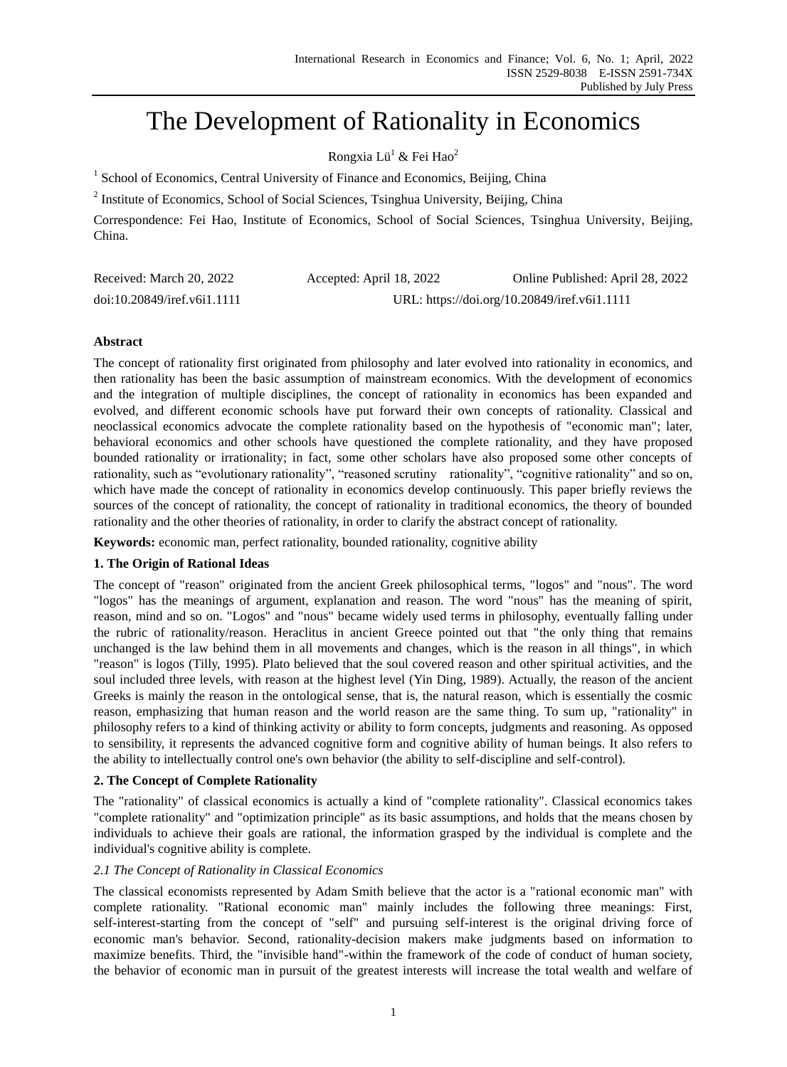# The Development of Rationality in Economics

Rongxia Lü[1] & Fei Hao[2]

[1] School of Economics, Central University of Finance and Economics, Beijing, China

[2] Institute of Economics, School of Social Sciences, Tsinghua University, Beijing, China

Correspondence: Fei Hao, Institute of Economics, School of Social Sciences, Tsinghua University, Beijing, China.

Received: March 20, 2022 Accepted: April 18, 2022 Online Published: April 28, 2022

doi:10.20849/iref.v6i1.1111 URL: https://doi.org/10.20849/iref.v6i1.1111

**Abstract**

The concept of rationality first originated from philosophy and later evolved into rationality in economics, and then rationality has been the basic assumption of mainstream economics. With the development of economics and the integration of multiple disciplines, the concept of rationality in economics has been expanded and evolved, and different economic schools have put forward their own concepts of rationality. Classical and neoclassical economics advocate the complete rationality based on the hypothesis of "economic man"; later, behavioral economics and other schools have questioned the complete rationality, and they have proposed bounded rationality or irrationality; in fact, some other scholars have also proposed some other concepts of rationality, such as "evolutionary rationality", "reasoned scrutiny rationality", "cognitive rationality" and so on, which have made the concept of rationality in economics develop continuously. This paper briefly reviews the sources of the concept of rationality, the concept of rationality in traditional economics, the theory of bounded rationality and the other theories of rationality, in order to clarify the abstract concept of rationality.

**Keywords:** economic man, perfect rationality, bounded rationality, cognitive ability

## 1. The Origin of Rational Ideas

The concept of "reason" originated from the ancient Greek philosophical terms, "logos" and "nous". The word "logos" has the meanings of argument, explanation and reason. The word "nous" has the meaning of spirit, reason, mind and so on. "Logos" and "nous" became widely used terms in philosophy, eventually falling under the rubric of rationality/reason. Heraclitus in ancient Greece pointed out that "the only thing that remains unchanged is the law behind them in all movements and changes, which is the reason in all things", in which "reason" is logos (Tilly, 1995). Plato believed that the soul covered reason and other spiritual activities, and the soul included three levels, with reason at the highest level (Yin Ding, 1989). Actually, the reason of the ancient Greeks is mainly the reason in the ontological sense, that is, the natural reason, which is essentially the cosmic reason, emphasizing that human reason and the world reason are the same thing. To sum up, "rationality" in philosophy refers to a kind of thinking activity or ability to form concepts, judgments and reasoning. As opposed to sensibility, it represents the advanced cognitive form and cognitive ability of human beings. It also refers to the ability to intellectually control one's own behavior (the ability to self-discipline and self-control).

## 2. The Concept of Complete Rationality

The "rationality" of classical economics is actually a kind of "complete rationality". Classical economics takes "complete rationality" and "optimization principle" as its basic assumptions, and holds that the means chosen by individuals to achieve their goals are rational, the information grasped by the individual is complete and the individual's cognitive ability is complete.

### *2.1 The Concept of Rationality in Classical Economics*

The classical economists represented by Adam Smith believe that the actor is a "rational economic man" with complete rationality. "Rational economic man" mainly includes the following three meanings: First, self-interest-starting from the concept of "self" and pursuing self-interest is the original driving force of economic man's behavior. Second, rationality-decision makers make judgments based on information to maximize benefits. Third, the "invisible hand"-within the framework of the code of conduct of human society, the behavior of economic man in pursuit of the greatest interests will increase the total wealth and welfare of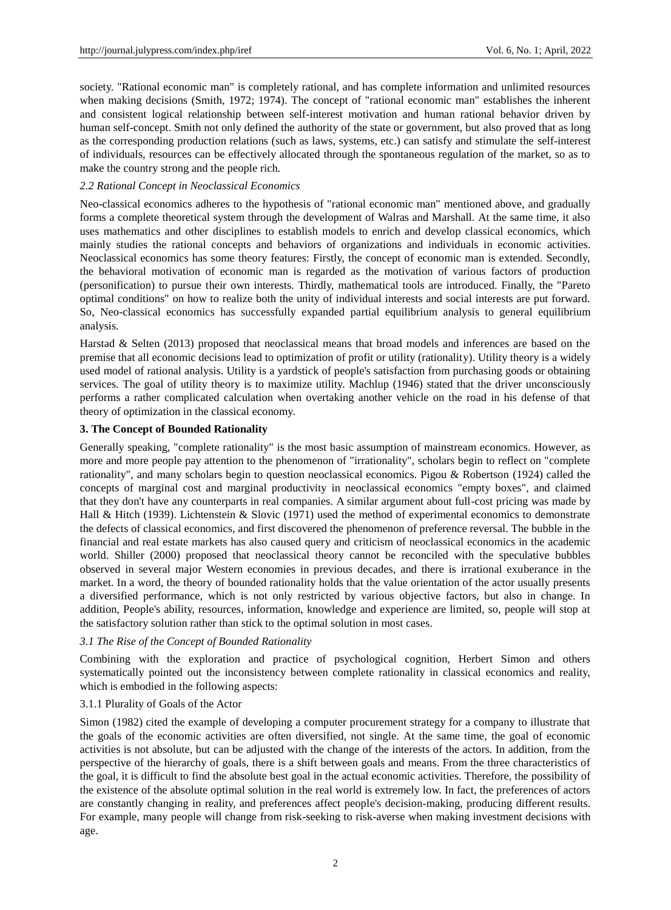society. "Rational economic man" is completely rational, and has complete information and unlimited resources when making decisions (Smith, 1972; 1974). The concept of "rational economic man" establishes the inherent and consistent logical relationship between self-interest motivation and human rational behavior driven by human self-concept. Smith not only defined the authority of the state or government, but also proved that as long as the corresponding production relations (such as laws, systems, etc.) can satisfy and stimulate the self-interest of individuals, resources can be effectively allocated through the spontaneous regulation of the market, so as to make the country strong and the people rich.

### *2.2 Rational Concept in Neoclassical Economics*

Neo-classical economics adheres to the hypothesis of "rational economic man" mentioned above, and gradually forms a complete theoretical system through the development of Walras and Marshall. At the same time, it also uses mathematics and other disciplines to establish models to enrich and develop classical economics, which mainly studies the rational concepts and behaviors of organizations and individuals in economic activities. Neoclassical economics has some theory features: Firstly, the concept of economic man is extended. Secondly, the behavioral motivation of economic man is regarded as the motivation of various factors of production (personification) to pursue their own interests. Thirdly, mathematical tools are introduced. Finally, the "Pareto optimal conditions" on how to realize both the unity of individual interests and social interests are put forward. So, Neo-classical economics has successfully expanded partial equilibrium analysis to general equilibrium analysis.

Harstad & Selten (2013) proposed that neoclassical means that broad models and inferences are based on the premise that all economic decisions lead to optimization of profit or utility (rationality). Utility theory is a widely used model of rational analysis. Utility is a yardstick of people's satisfaction from purchasing goods or obtaining services. The goal of utility theory is to maximize utility. Machlup (1946) stated that the driver unconsciously performs a rather complicated calculation when overtaking another vehicle on the road in his defense of that theory of optimization in the classical economy.

## **3. The Concept of Bounded Rationality**

Generally speaking, "complete rationality" is the most basic assumption of mainstream economics. However, as more and more people pay attention to the phenomenon of "irrationality", scholars begin to reflect on "complete rationality", and many scholars begin to question neoclassical economics. Pigou & Robertson (1924) called the concepts of marginal cost and marginal productivity in neoclassical economics "empty boxes", and claimed that they don't have any counterparts in real companies. A similar argument about full-cost pricing was made by Hall & Hitch (1939). Lichtenstein & Slovic (1971) used the method of experimental economics to demonstrate the defects of classical economics, and first discovered the phenomenon of preference reversal. The bubble in the financial and real estate markets has also caused query and criticism of neoclassical economics in the academic world. Shiller (2000) proposed that neoclassical theory cannot be reconciled with the speculative bubbles observed in several major Western economies in previous decades, and there is irrational exuberance in the market. In a word, the theory of bounded rationality holds that the value orientation of the actor usually presents a diversified performance, which is not only restricted by various objective factors, but also in change. In addition, People's ability, resources, information, knowledge and experience are limited, so, people will stop at the satisfactory solution rather than stick to the optimal solution in most cases.

### *3.1 The Rise of the Concept of Bounded Rationality*

Combining with the exploration and practice of psychological cognition, Herbert Simon and others systematically pointed out the inconsistency between complete rationality in classical economics and reality, which is embodied in the following aspects:

#### 3.1.1 Plurality of Goals of the Actor

Simon (1982) cited the example of developing a computer procurement strategy for a company to illustrate that the goals of the economic activities are often diversified, not single. At the same time, the goal of economic activities is not absolute, but can be adjusted with the change of the interests of the actors. In addition, from the perspective of the hierarchy of goals, there is a shift between goals and means. From the three characteristics of the goal, it is difficult to find the absolute best goal in the actual economic activities. Therefore, the possibility of the existence of the absolute optimal solution in the real world is extremely low. In fact, the preferences of actors are constantly changing in reality, and preferences affect people's decision-making, producing different results. For example, many people will change from risk-seeking to risk-averse when making investment decisions with age.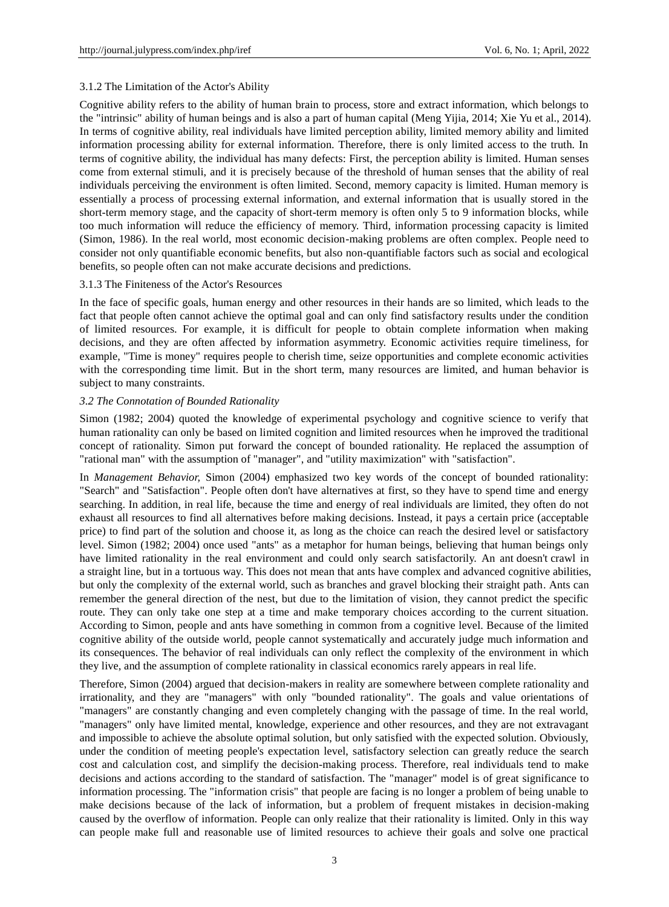#### 3.1.2 The Limitation of the Actor's Ability

Cognitive ability refers to the ability of human brain to process, store and extract information, which belongs to the "intrinsic" ability of human beings and is also a part of human capital (Meng Yijia, 2014; Xie Yu et al., 2014). In terms of cognitive ability, real individuals have limited perception ability, limited memory ability and limited information processing ability for external information. Therefore, there is only limited access to the truth. In terms of cognitive ability, the individual has many defects: First, the perception ability is limited. Human senses come from external stimuli, and it is precisely because of the threshold of human senses that the ability of real individuals perceiving the environment is often limited. Second, memory capacity is limited. Human memory is essentially a process of processing external information, and external information that is usually stored in the short-term memory stage, and the capacity of short-term memory is often only 5 to 9 information blocks, while too much information will reduce the efficiency of memory. Third, information processing capacity is limited (Simon, 1986). In the real world, most economic decision-making problems are often complex. People need to consider not only quantifiable economic benefits, but also non-quantifiable factors such as social and ecological benefits, so people often can not make accurate decisions and predictions.

#### 3.1.3 The Finiteness of the Actor's Resources

In the face of specific goals, human energy and other resources in their hands are so limited, which leads to the fact that people often cannot achieve the optimal goal and can only find satisfactory results under the condition of limited resources. For example, it is difficult for people to obtain complete information when making decisions, and they are often affected by information asymmetry. Economic activities require timeliness, for example, "Time is money" requires people to cherish time, seize opportunities and complete economic activities with the corresponding time limit. But in the short term, many resources are limited, and human behavior is subject to many constraints.

### *3.2 The Connotation of Bounded Rationality*

Simon (1982; 2004) quoted the knowledge of experimental psychology and cognitive science to verify that human rationality can only be based on limited cognition and limited resources when he improved the traditional concept of rationality. Simon put forward the concept of bounded rationality. He replaced the assumption of "rational man" with the assumption of "manager", and "utility maximization" with "satisfaction".

In *Management Behavior,* Simon (2004) emphasized two key words of the concept of bounded rationality: "Search" and "Satisfaction". People often don't have alternatives at first, so they have to spend time and energy searching. In addition, in real life, because the time and energy of real individuals are limited, they often do not exhaust all resources to find all alternatives before making decisions. Instead, it pays a certain price (acceptable price) to find part of the solution and choose it, as long as the choice can reach the desired level or satisfactory level. Simon (1982; 2004) once used "ants" as a metaphor for human beings, believing that human beings only have limited rationality in the real environment and could only search satisfactorily. An ant doesn't crawl in a straight line, but in a tortuous way. This does not mean that ants have complex and advanced cognitive abilities, but only the complexity of the external world, such as branches and gravel blocking their straight path. Ants can remember the general direction of the nest, but due to the limitation of vision, they cannot predict the specific route. They can only take one step at a time and make temporary choices according to the current situation. According to Simon, people and ants have something in common from a cognitive level. Because of the limited cognitive ability of the outside world, people cannot systematically and accurately judge much information and its consequences. The behavior of real individuals can only reflect the complexity of the environment in which they live, and the assumption of complete rationality in classical economics rarely appears in real life.

Therefore, Simon (2004) argued that decision-makers in reality are somewhere between complete rationality and irrationality, and they are "managers" with only "bounded rationality". The goals and value orientations of "managers" are constantly changing and even completely changing with the passage of time. In the real world, "managers" only have limited mental, knowledge, experience and other resources, and they are not extravagant and impossible to achieve the absolute optimal solution, but only satisfied with the expected solution. Obviously, under the condition of meeting people's expectation level, satisfactory selection can greatly reduce the search cost and calculation cost, and simplify the decision-making process. Therefore, real individuals tend to make decisions and actions according to the standard of satisfaction. The "manager" model is of great significance to information processing. The "information crisis" that people are facing is no longer a problem of being unable to make decisions because of the lack of information, but a problem of frequent mistakes in decision-making caused by the overflow of information. People can only realize that their rationality is limited. Only in this way can people make full and reasonable use of limited resources to achieve their goals and solve one practical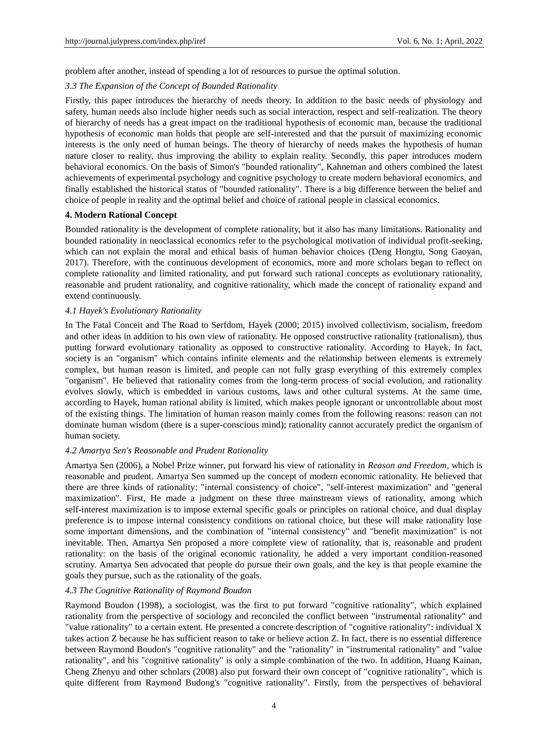problem after another, instead of spending a lot of resources to pursue the optimal solution.

### *3.3 The Expansion of the Concept of Bounded Rationality*

Firstly, this paper introduces the hierarchy of needs theory. In addition to the basic needs of physiology and safety, human needs also include higher needs such as social interaction, respect and self-realization. The theory of hierarchy of needs has a great impact on the traditional hypothesis of economic man, because the traditional hypothesis of economic man holds that people are self-interested and that the pursuit of maximizing economic interests is the only need of human beings. The theory of hierarchy of needs makes the hypothesis of human nature closer to reality, thus improving the ability to explain reality. Secondly, this paper introduces modern behavioral economics. On the basis of Simon's "bounded rationality", Kahneman and others combined the latest achievements of experimental psychology and cognitive psychology to create modern behavioral economics, and finally established the historical status of "bounded rationality". There is a big difference between the belief and choice of people in reality and the optimal belief and choice of rational people in classical economics.

## **4. Modern Rational Concept**

Bounded rationality is the development of complete rationality, but it also has many limitations. Rationality and bounded rationality in neoclassical economics refer to the psychological motivation of individual profit-seeking, which can not explain the moral and ethical basis of human behavior choices (Deng Hongtu, Song Gaoyan, 2017). Therefore, with the continuous development of economics, more and more scholars began to reflect on complete rationality and limited rationality, and put forward such rational concepts as evolutionary rationality, reasonable and prudent rationality, and cognitive rationality, which made the concept of rationality expand and extend continuously.

### *4.1 Hayek's Evolutionary Rationality*

In The Fatal Conceit and The Road to Serfdom, Hayek (2000; 2015) involved collectivism, socialism, freedom and other ideas in addition to his own view of rationality. He opposed constructive rationality (rationalism), thus putting forward evolutionary rationality as opposed to constructive rationality. According to Hayek, In fact, society is an "organism" which contains infinite elements and the relationship between elements is extremely complex, but human reason is limited, and people can not fully grasp everything of this extremely complex "organism". He believed that rationality comes from the long-term process of social evolution, and rationality evolves slowly, which is embedded in various customs, laws and other cultural systems. At the same time, according to Hayek, human rational ability is limited, which makes people ignorant or uncontrollable about most of the existing things. The limitation of human reason mainly comes from the following reasons: reason can not dominate human wisdom (there is a super-conscious mind); rationality cannot accurately predict the organism of human society.

### *4.2 Amartya Sen's Reasonable and Prudent Rationality*

Amartya Sen (2006), a Nobel Prize winner, put forward his view of rationality in *Reason and Freedom*, which is reasonable and prudent. Amartya Sen summed up the concept of modern economic rationality. He believed that there are three kinds of rationality: "internal consistency of choice", "self-interest maximization" and "general maximization". First, He made a judgment on these three mainstream views of rationality, among which self-interest maximization is to impose external specific goals or principles on rational choice, and dual display preference is to impose internal consistency conditions on rational choice, but these will make rationality lose some important dimensions, and the combination of "internal consistency" and "benefit maximization" is not inevitable. Then, Amartya Sen proposed a more complete view of rationality, that is, reasonable and prudent rationality: on the basis of the original economic rationality, he added a very important condition-reasoned scrutiny. Amartya Sen advocated that people do pursue their own goals, and the key is that people examine the goals they pursue, such as the rationality of the goals.

### *4.3 The Cognitive Rationality of Raymond Boudon*

Raymond Boudon (1998), a sociologist, was the first to put forward "cognitive rationality", which explained rationality from the perspective of sociology and reconciled the conflict between "instrumental rationality" and "value rationality" to a certain extent. He presented a concrete description of "cognitive rationality": individual X takes action Z because he has sufficient reason to take or believe action Z. In fact, there is no essential difference between Raymond Boudon's "cognitive rationality" and the "rationality" in "instrumental rationality" and "value rationality", and his "cognitive rationality" is only a simple combination of the two. In addition, Huang Kainan, Cheng Zhenyu and other scholars (2008) also put forward their own concept of "cognitive rationality", which is quite different from Raymond Budong's "cognitive rationality". Firstly, from the perspectives of behavioral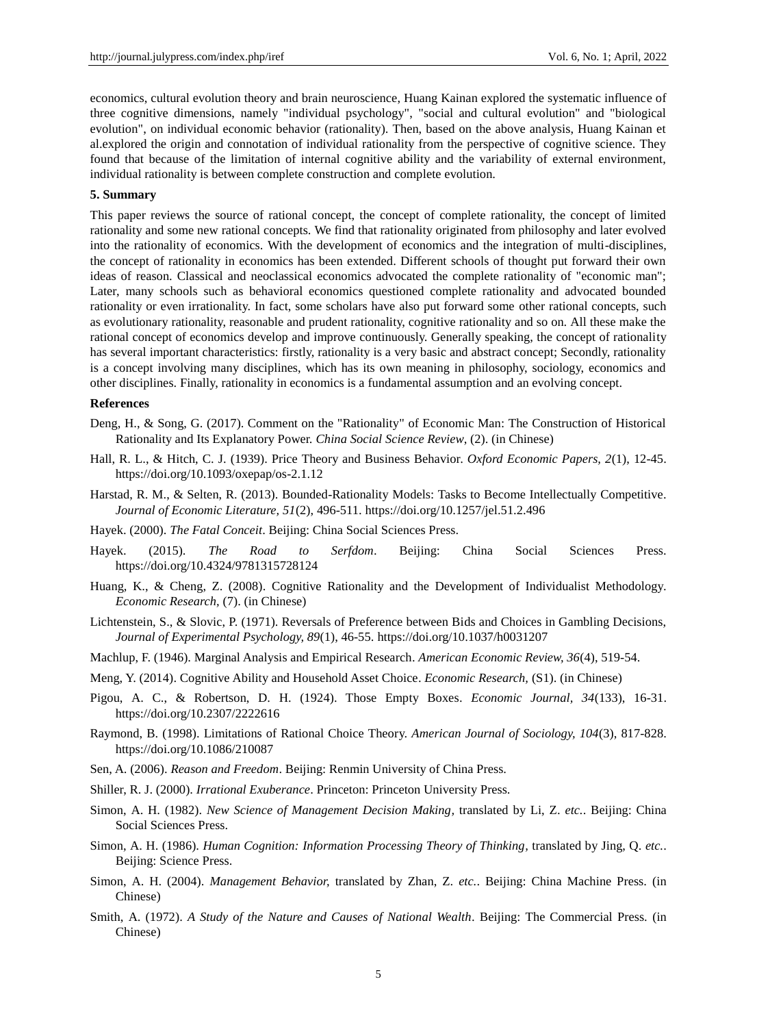economics, cultural evolution theory and brain neuroscience, Huang Kainan explored the systematic influence of three cognitive dimensions, namely "individual psychology", "social and cultural evolution" and "biological evolution", on individual economic behavior (rationality). Then, based on the above analysis, Huang Kainan et al.explored the origin and connotation of individual rationality from the perspective of cognitive science. They found that because of the limitation of internal cognitive ability and the variability of external environment, individual rationality is between complete construction and complete evolution.

## 5. Summary

This paper reviews the source of rational concept, the concept of complete rationality, the concept of limited rationality and some new rational concepts. We find that rationality originated from philosophy and later evolved into the rationality of economics. With the development of economics and the integration of multi-disciplines, the concept of rationality in economics has been extended. Different schools of thought put forward their own ideas of reason. Classical and neoclassical economics advocated the complete rationality of "economic man"; Later, many schools such as behavioral economics questioned complete rationality and advocated bounded rationality or even irrationality. In fact, some scholars have also put forward some other rational concepts, such as evolutionary rationality, reasonable and prudent rationality, cognitive rationality and so on. All these make the rational concept of economics develop and improve continuously. Generally speaking, the concept of rationality has several important characteristics: firstly, rationality is a very basic and abstract concept; Secondly, rationality is a concept involving many disciplines, which has its own meaning in philosophy, sociology, economics and other disciplines. Finally, rationality in economics is a fundamental assumption and an evolving concept.

## References

Deng, H., & Song, G. (2017). Comment on the "Rationality" of Economic Man: The Construction of Historical Rationality and Its Explanatory Power. *China Social Science Review*, (2). (in Chinese)

Hall, R. L., & Hitch, C. J. (1939). Price Theory and Business Behavior. *Oxford Economic Papers, 2*(1), 12-45. https://doi.org/10.1093/oxepap/os-2.1.12

Harstad, R. M., & Selten, R. (2013). Bounded-Rationality Models: Tasks to Become Intellectually Competitive. *Journal of Economic Literature, 51*(2), 496-511. https://doi.org/10.1257/jel.51.2.496

Hayek. (2000). *The Fatal Conceit*. Beijing: China Social Sciences Press.

Hayek. (2015). *The Road to Serfdom*. Beijing: China Social Sciences Press. https://doi.org/10.4324/9781315728124

Huang, K., & Cheng, Z. (2008). Cognitive Rationality and the Development of Individualist Methodology. *Economic Research*, (7). (in Chinese)

Lichtenstein, S., & Slovic, P. (1971). Reversals of Preference between Bids and Choices in Gambling Decisions, *Journal of Experimental Psychology, 89*(1), 46-55. https://doi.org/10.1037/h0031207

Machlup, F. (1946). Marginal Analysis and Empirical Research. *American Economic Review, 36*(4), 519-54.

Meng, Y. (2014). Cognitive Ability and Household Asset Choice. *Economic Research,* (S1). (in Chinese)

Pigou, A. C., & Robertson, D. H. (1924). Those Empty Boxes. *Economic Journal, 34*(133), 16-31. https://doi.org/10.2307/2222616

Raymond, B. (1998). Limitations of Rational Choice Theory. *American Journal of Sociology, 104*(3), 817-828. https://doi.org/10.1086/210087

Sen, A. (2006). *Reason and Freedom*. Beijing: Renmin University of China Press.

Shiller, R. J. (2000). *Irrational Exuberance*. Princeton: Princeton University Press.

Simon, A. H. (1982). *New Science of Management Decision Making*, translated by Li, Z. *etc.*. Beijing: China Social Sciences Press.

Simon, A. H. (1986). *Human Cognition: Information Processing Theory of Thinking*, translated by Jing, Q. *etc.*. Beijing: Science Press.

Simon, A. H. (2004). *Management Behavior,* translated by Zhan, Z. *etc.*. Beijing: China Machine Press. (in Chinese)

Smith, A. (1972). *A Study of the Nature and Causes of National Wealth*. Beijing: The Commercial Press. (in Chinese)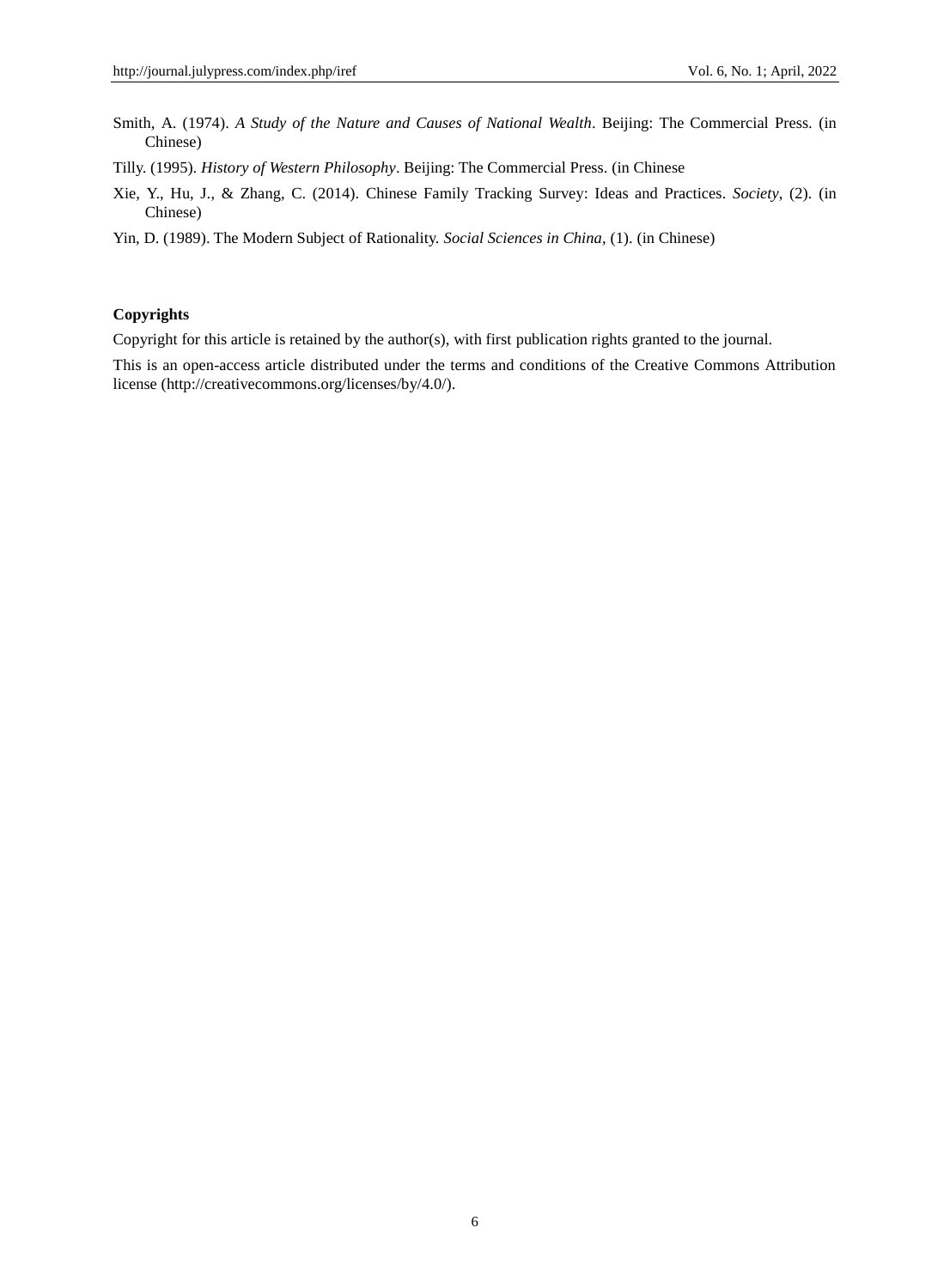Smith, A. (1974). *A Study of the Nature and Causes of National Wealth*. Beijing: The Commercial Press. (in Chinese)

Tilly. (1995). *History of Western Philosophy*. Beijing: The Commercial Press. (in Chinese

Xie, Y., Hu, J., & Zhang, C. (2014). Chinese Family Tracking Survey: Ideas and Practices. *Society*, (2). (in Chinese)

Yin, D. (1989). The Modern Subject of Rationality. *Social Sciences in China*, (1). (in Chinese)

**Copyrights**

Copyright for this article is retained by the author(s), with first publication rights granted to the journal.

This is an open-access article distributed under the terms and conditions of the Creative Commons Attribution license (http://creativecommons.org/licenses/by/4.0/).